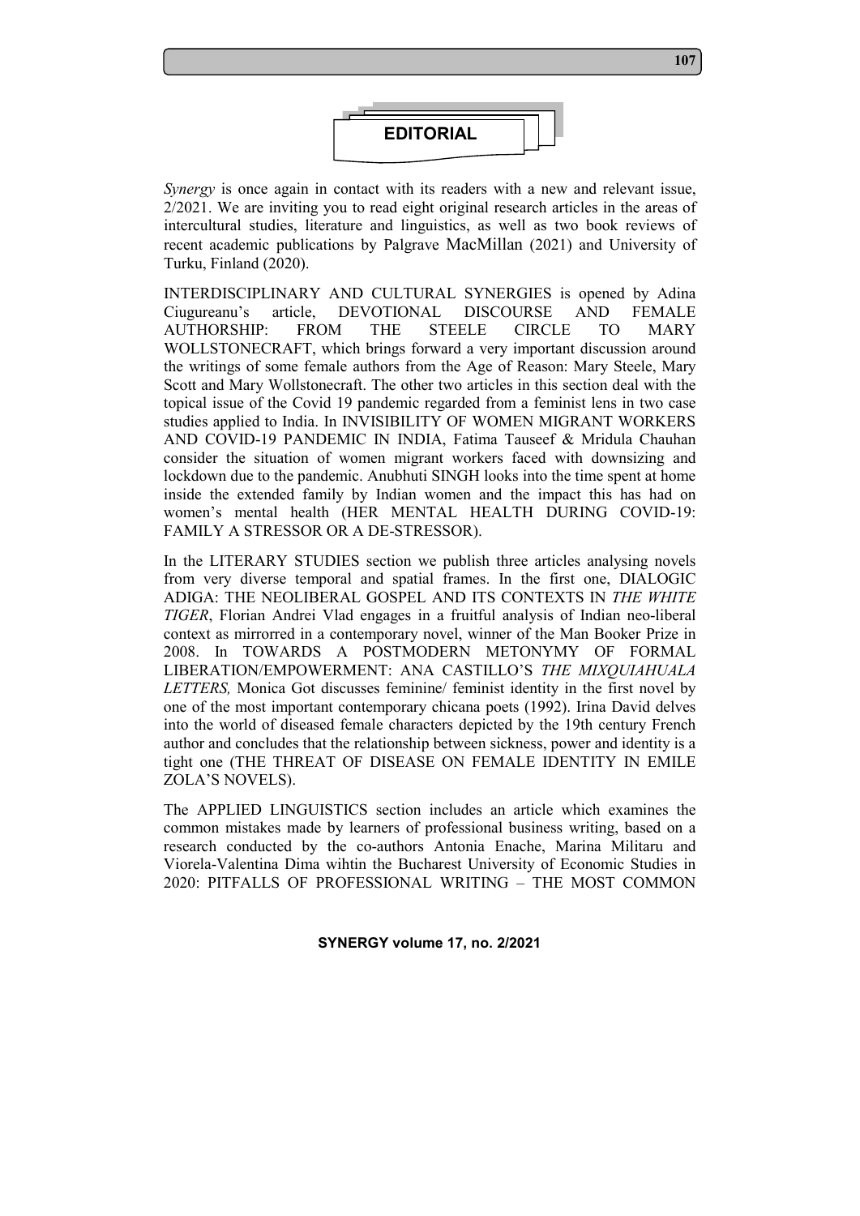# EDITORIAL

*Synergy* is once again in contact with its readers with a new and relevant issue, 2/2021. We are inviting you to read eight original research articles in the areas of intercultural studies, literature and linguistics, as well as two book reviews of recent academic publications by Palgrave MacMillan (2021) and University of Turku, Finland (2020).

INTERDISCIPLINARY AND CULTURAL SYNERGIES is opened by Adina Ciugureanu's article, DEVOTIONAL DISCOURSE AND FEMALE AUTHORSHIP: FROM THE STEELE CIRCLE TO MARY WOLLSTONECRAFT, which brings forward a very important discussion around the writings of some female authors from the Age of Reason: Mary Steele, Mary Scott and Mary Wollstonecraft. The other two articles in this section deal with the topical issue of the Covid 19 pandemic regarded from a feminist lens in two case studies applied to India. In INVISIBILITY OF WOMEN MIGRANT WORKERS AND COVID-19 PANDEMIC IN INDIA, Fatima Tauseef & Mridula Chauhan consider the situation of women migrant workers faced with downsizing and lockdown due to the pandemic. Anubhuti SINGH looks into the time spent at home inside the extended family by Indian women and the impact this has had on women's mental health (HER MENTAL HEALTH DURING COVID-19: FAMILY A STRESSOR OR A DE-STRESSOR).

In the LITERARY STUDIES section we publish three articles analysing novels from very diverse temporal and spatial frames. In the first one, DIALOGIC ADIGA: THE NEOLIBERAL GOSPEL AND ITS CONTEXTS IN *THE WHITE TIGER*, Florian Andrei Vlad engages in a fruitful analysis of Indian neo-liberal context as mirrorred in a contemporary novel, winner of the Man Booker Prize in 2008. In TOWARDS A POSTMODERN METONYMY OF FORMAL LIBERATION/EMPOWERMENT: ANA CASTILLO'S *THE MIXQUIAHUALA LETTERS,* Monica Got discusses feminine/ feminist identity in the first novel by one of the most important contemporary chicana poets (1992). Irina David delves into the world of diseased female characters depicted by the 19th century French author and concludes that the relationship between sickness, power and identity is a tight one (THE THREAT OF DISEASE ON FEMALE IDENTITY IN EMILE ZOLA'S NOVELS).

The APPLIED LINGUISTICS section includes an article which examines the common mistakes made by learners of professional business writing, based on a research conducted by the co-authors Antonia Enache, Marina Militaru and Viorela-Valentina Dima wihtin the Bucharest University of Economic Studies in 2020: PITFALLS OF PROFESSIONAL WRITING – THE MOST COMMON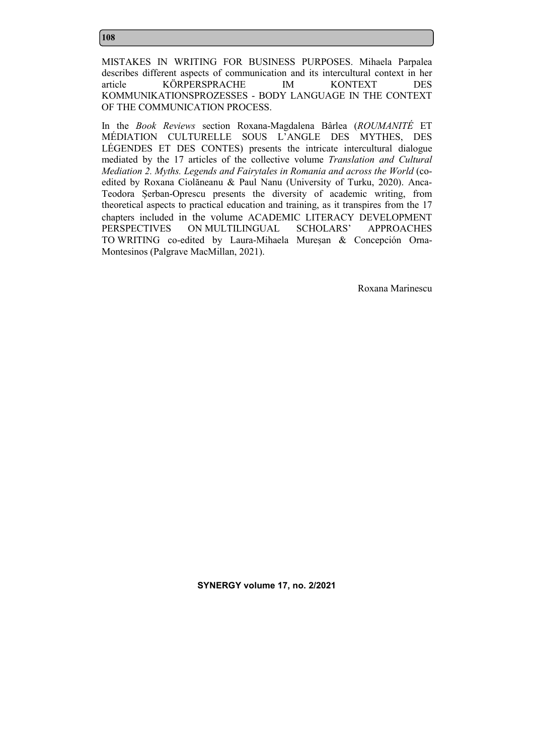MISTAKES IN WRITING FOR BUSINESS PURPOSES. Mihaela Parpalea describes different aspects of communication and its intercultural context in her article KÖRPERSPRACHE IM KONTEXT DES KOMMUNIKATIONSPROZESSES - BODY LANGUAGE IN THE CONTEXT OF THE COMMUNICATION PROCESS.

In the *Book Reviews* section Roxana-Magdalena Bârlea (*ROUMANITÉ* ET MÉDIATION CULTURELLE SOUS L'ANGLE DES MYTHES, DES LÉGENDES ET DES CONTES) presents the intricate intercultural dialogue mediated by the 17 articles of the collective volume *Translation and Cultural Mediation 2. Myths. Legends and Fairytales in Romania and across the World* (co-edited by Roxana Ciolăneanu & Paul Nanu (University of Turku, 2020). Anca-Teodora Șerban-Oprescu presents the diversity of academic writing, from theoretical aspects to practical education and training, as it transpires from the 17 chapters included in the volume ACADEMIC LITERACY DEVELOPMENT PERSPECTIVES ON MULTILINGUAL SCHOLARS' APPROACHES TO WRITING co-edited by Laura-Mihaela Mureșan & Concepción Orna-Montesinos (Palgrave MacMillan, 2021).

Roxana Marinescu